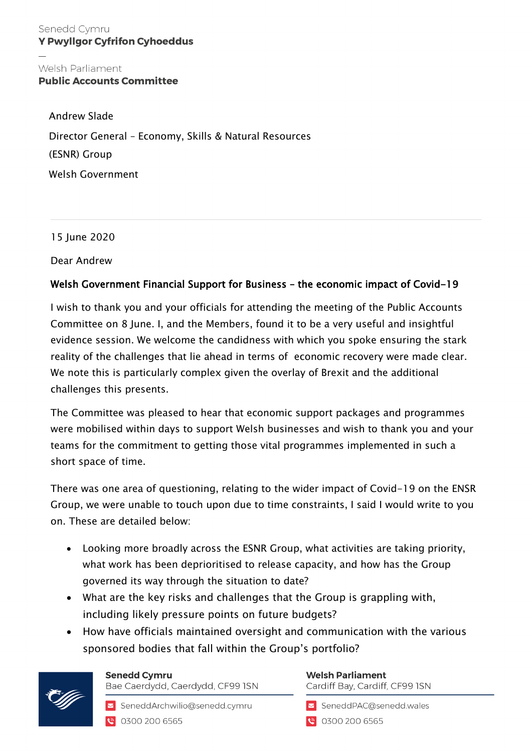Senedd Cymru
**Y Pwyllgor Cyfrifon Cyhoeddus**

—

Welsh Parliament
**Public Accounts Committee**

Andrew Slade

Director General – Economy, Skills & Natural Resources (ESNR) Group

Welsh Government

15 June 2020

Dear Andrew

**Welsh Government Financial Support for Business – the economic impact of Covid-19**

I wish to thank you and your officials for attending the meeting of the Public Accounts Committee on 8 June. I, and the Members, found it to be a very useful and insightful evidence session. We welcome the candidness with which you spoke ensuring the stark reality of the challenges that lie ahead in terms of economic recovery were made clear. We note this is particularly complex given the overlay of Brexit and the additional challenges this presents.

The Committee was pleased to hear that economic support packages and programmes were mobilised within days to support Welsh businesses and wish to thank you and your teams for the commitment to getting those vital programmes implemented in such a short space of time.

There was one area of questioning, relating to the wider impact of Covid-19 on the ENSR Group, we were unable to touch upon due to time constraints, I said I would write to you on. These are detailed below:

- Looking more broadly across the ESNR Group, what activities are taking priority, what work has been deprioritised to release capacity, and how has the Group governed its way through the situation to date?
- What are the key risks and challenges that the Group is grappling with, including likely pressure points on future budgets?
- How have officials maintained oversight and communication with the various sponsored bodies that fall within the Group's portfolio?

**Senedd Cymru**
Bae Caerdydd, Caerdydd, CF99 1SN
SeneddArchwilio@senedd.cymru
0300 200 6565

**Welsh Parliament**
Cardiff Bay, Cardiff, CF99 1SN
SeneddPAC@senedd.wales
0300 200 6565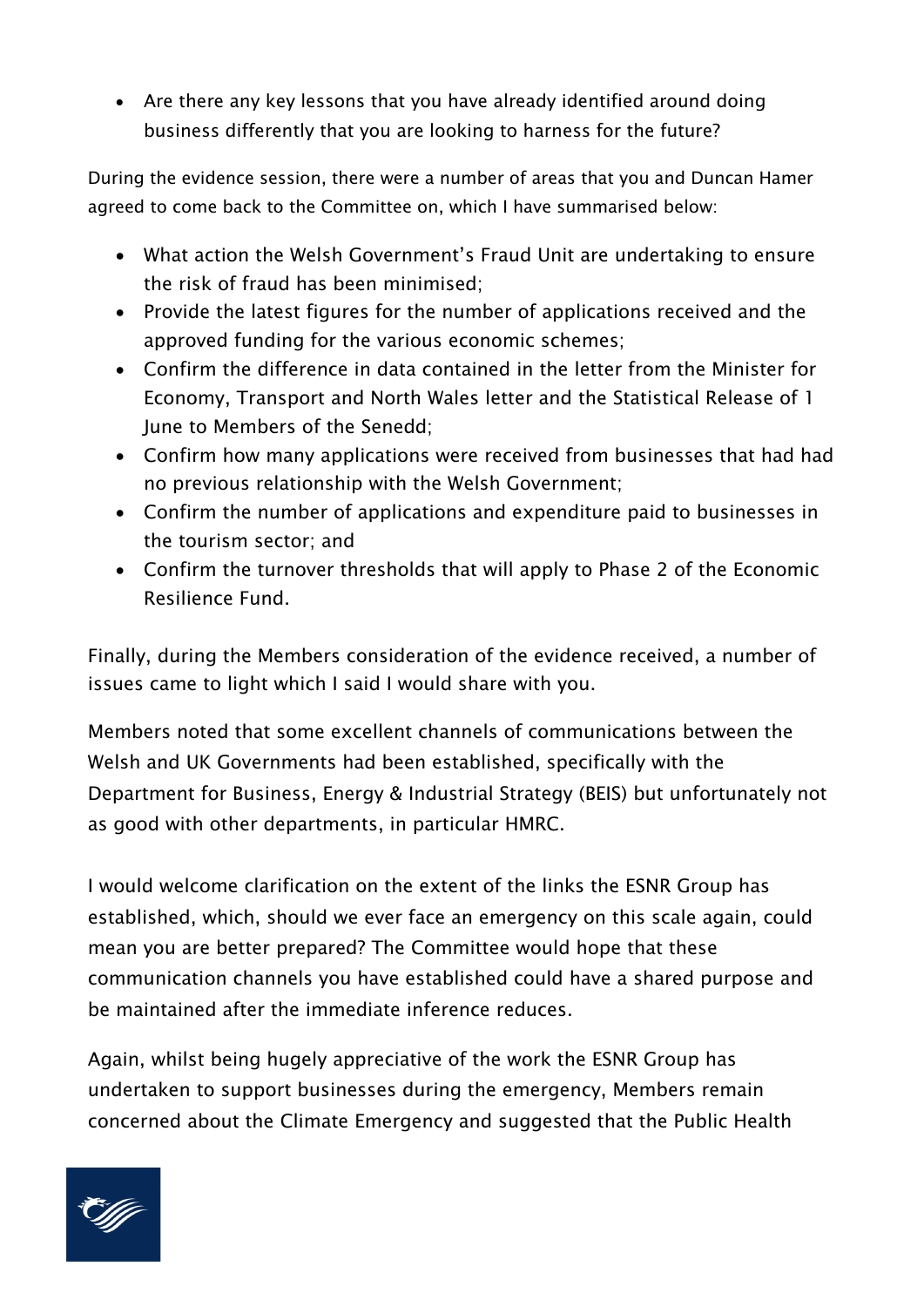- Are there any key lessons that you have already identified around doing business differently that you are looking to harness for the future?

During the evidence session, there were a number of areas that you and Duncan Hamer agreed to come back to the Committee on, which I have summarised below:

- What action the Welsh Government's Fraud Unit are undertaking to ensure the risk of fraud has been minimised;
- Provide the latest figures for the number of applications received and the approved funding for the various economic schemes;
- Confirm the difference in data contained in the letter from the Minister for Economy, Transport and North Wales letter and the Statistical Release of 1 June to Members of the Senedd;
- Confirm how many applications were received from businesses that had had no previous relationship with the Welsh Government;
- Confirm the number of applications and expenditure paid to businesses in the tourism sector; and
- Confirm the turnover thresholds that will apply to Phase 2 of the Economic Resilience Fund.

Finally, during the Members consideration of the evidence received, a number of issues came to light which I said I would share with you.

Members noted that some excellent channels of communications between the Welsh and UK Governments had been established, specifically with the Department for Business, Energy & Industrial Strategy (BEIS) but unfortunately not as good with other departments, in particular HMRC.

I would welcome clarification on the extent of the links the ESNR Group has established, which, should we ever face an emergency on this scale again, could mean you are better prepared? The Committee would hope that these communication channels you have established could have a shared purpose and be maintained after the immediate inference reduces.

Again, whilst being hugely appreciative of the work the ESNR Group has undertaken to support businesses during the emergency, Members remain concerned about the Climate Emergency and suggested that the Public Health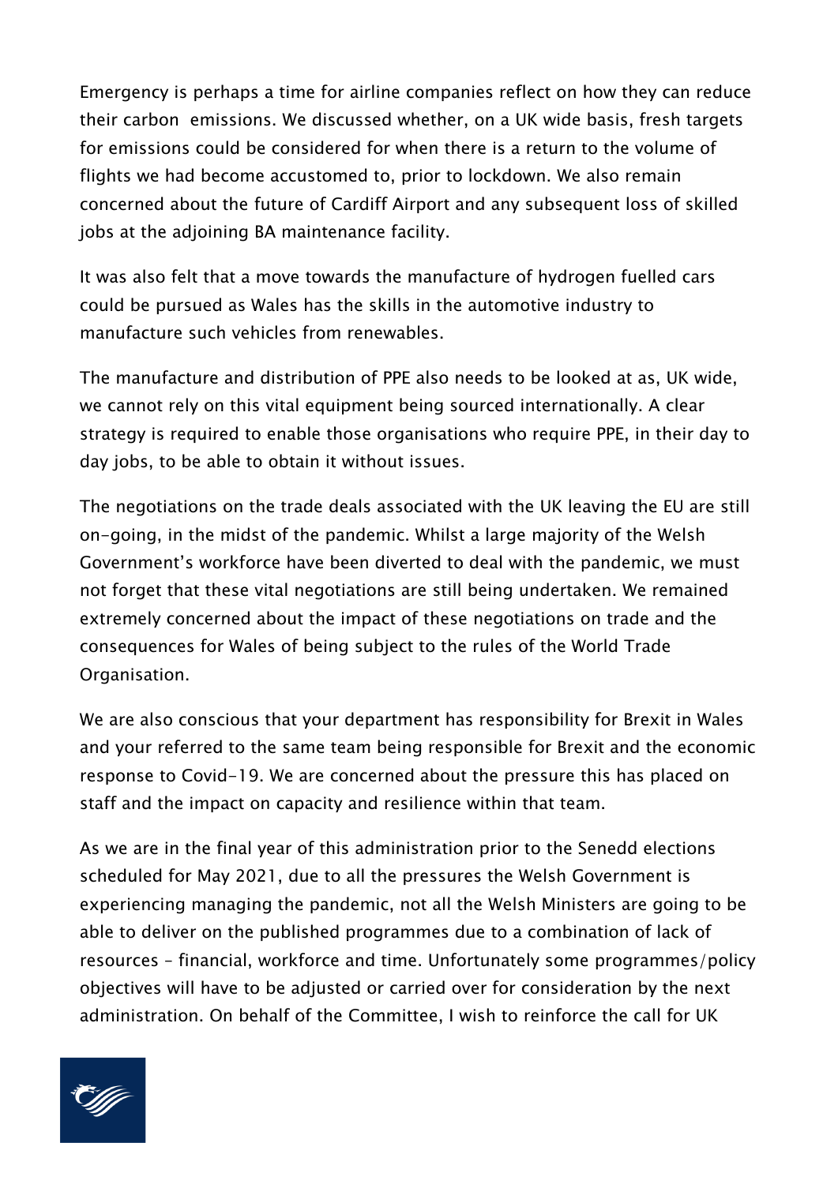Emergency is perhaps a time for airline companies reflect on how they can reduce their carbon emissions. We discussed whether, on a UK wide basis, fresh targets for emissions could be considered for when there is a return to the volume of flights we had become accustomed to, prior to lockdown. We also remain concerned about the future of Cardiff Airport and any subsequent loss of skilled jobs at the adjoining BA maintenance facility.

It was also felt that a move towards the manufacture of hydrogen fuelled cars could be pursued as Wales has the skills in the automotive industry to manufacture such vehicles from renewables.

The manufacture and distribution of PPE also needs to be looked at as, UK wide, we cannot rely on this vital equipment being sourced internationally. A clear strategy is required to enable those organisations who require PPE, in their day to day jobs, to be able to obtain it without issues.

The negotiations on the trade deals associated with the UK leaving the EU are still on-going, in the midst of the pandemic. Whilst a large majority of the Welsh Government's workforce have been diverted to deal with the pandemic, we must not forget that these vital negotiations are still being undertaken. We remained extremely concerned about the impact of these negotiations on trade and the consequences for Wales of being subject to the rules of the World Trade Organisation.

We are also conscious that your department has responsibility for Brexit in Wales and your referred to the same team being responsible for Brexit and the economic response to Covid-19. We are concerned about the pressure this has placed on staff and the impact on capacity and resilience within that team.

As we are in the final year of this administration prior to the Senedd elections scheduled for May 2021, due to all the pressures the Welsh Government is experiencing managing the pandemic, not all the Welsh Ministers are going to be able to deliver on the published programmes due to a combination of lack of resources – financial, workforce and time. Unfortunately some programmes/policy objectives will have to be adjusted or carried over for consideration by the next administration. On behalf of the Committee, I wish to reinforce the call for UK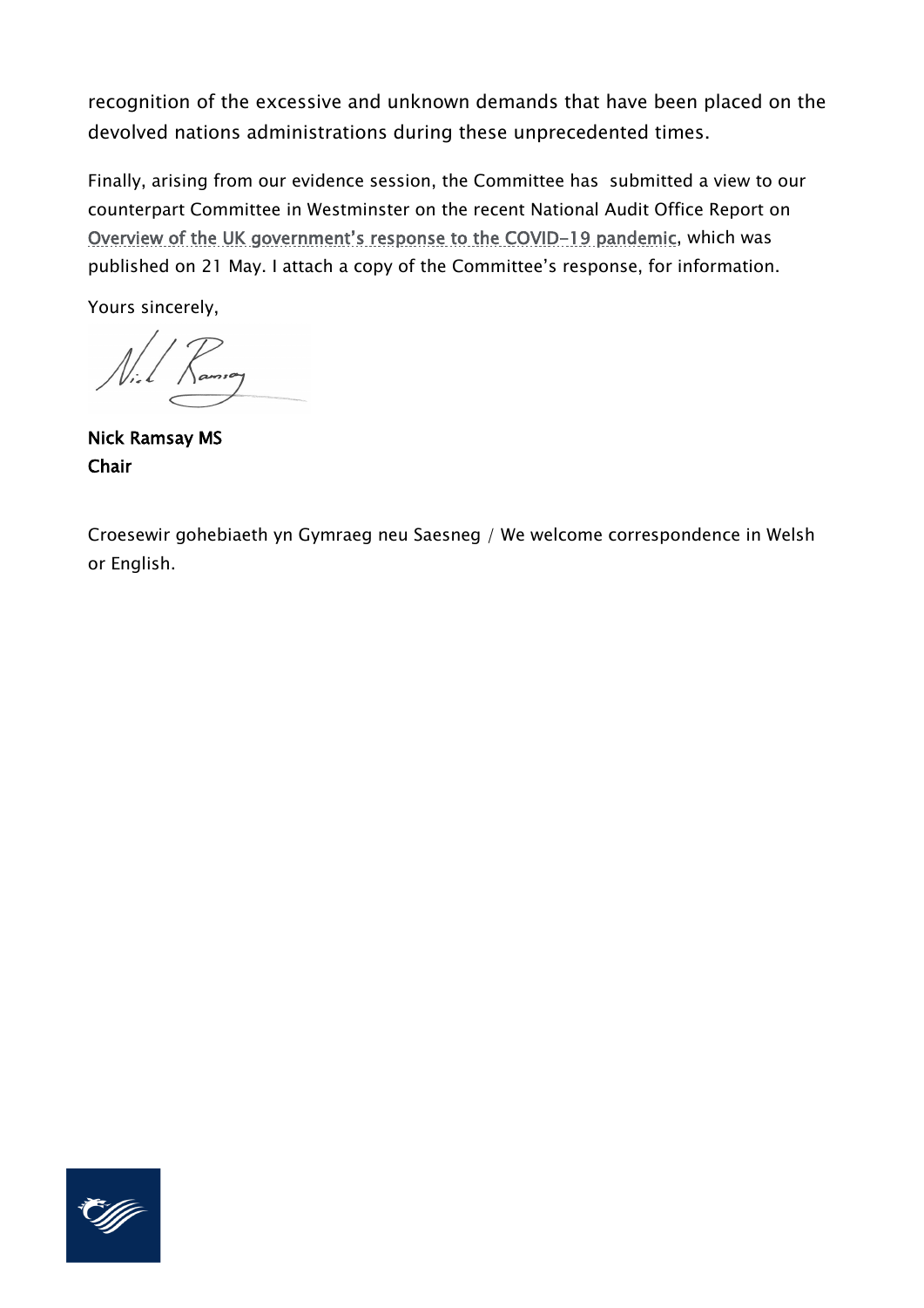recognition of the excessive and unknown demands that have been placed on the devolved nations administrations during these unprecedented times.

Finally, arising from our evidence session, the Committee has submitted a view to our counterpart Committee in Westminster on the recent National Audit Office Report on Overview of the UK government's response to the COVID-19 pandemic, which was published on 21 May. I attach a copy of the Committee's response, for information.

Yours sincerely,

**Nick Ramsay MS**
**Chair**

Croesewir gohebiaeth yn Gymraeg neu Saesneg / We welcome correspondence in Welsh or English.